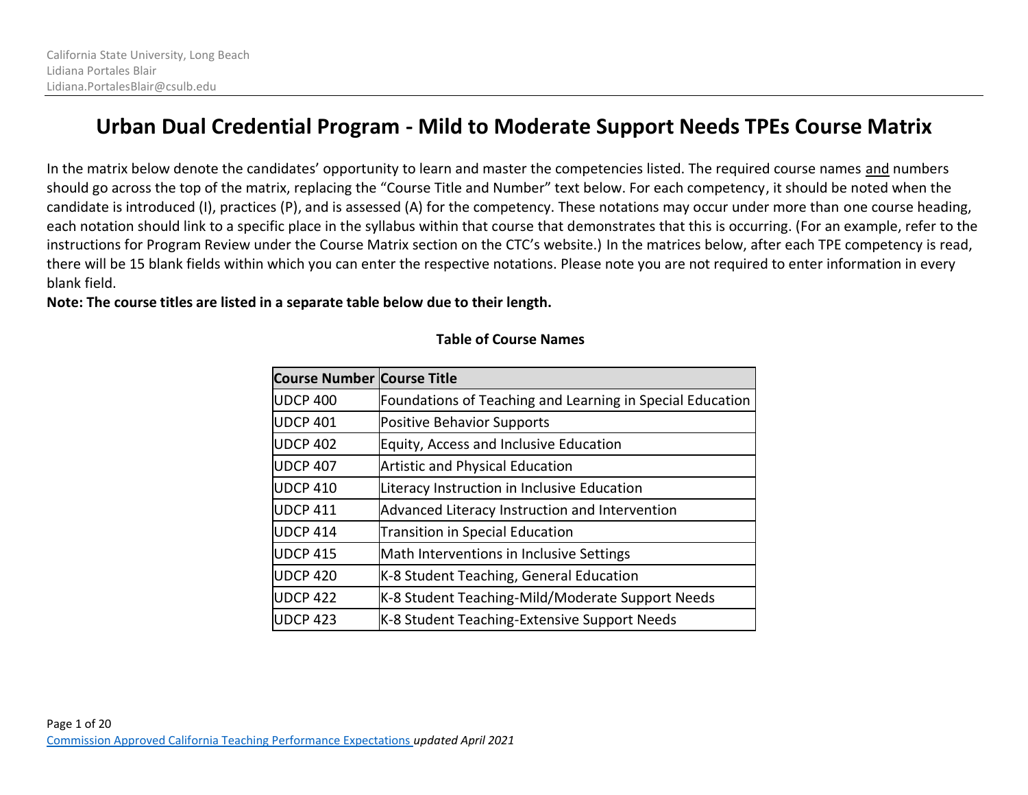California State University, Long Beach
Lidiana Portales Blair
Lidiana.PortalesBlair@csulb.edu

# Urban Dual Credential Program - Mild to Moderate Support Needs TPEs Course Matrix

In the matrix below denote the candidates' opportunity to learn and master the competencies listed. The required course names and numbers should go across the top of the matrix, replacing the "Course Title and Number" text below. For each competency, it should be noted when the candidate is introduced (I), practices (P), and is assessed (A) for the competency. These notations may occur under more than one course heading, each notation should link to a specific place in the syllabus within that course that demonstrates that this is occurring. (For an example, refer to the instructions for Program Review under the Course Matrix section on the CTC's website.) In the matrices below, after each TPE competency is read, there will be 15 blank fields within which you can enter the respective notations. Please note you are not required to enter information in every blank field.

**Note: The course titles are listed in a separate table below due to their length.**

**Table of Course Names**

| Course Number | Course Title |
|---|---|
| UDCP 400 | Foundations of Teaching and Learning in Special Education |
| UDCP 401 | Positive Behavior Supports |
| UDCP 402 | Equity, Access and Inclusive Education |
| UDCP 407 | Artistic and Physical Education |
| UDCP 410 | Literacy Instruction in Inclusive Education |
| UDCP 411 | Advanced Literacy Instruction and Intervention |
| UDCP 414 | Transition in Special Education |
| UDCP 415 | Math Interventions in Inclusive Settings |
| UDCP 420 | K-8 Student Teaching, General Education |
| UDCP 422 | K-8 Student Teaching-Mild/Moderate Support Needs |
| UDCP 423 | K-8 Student Teaching-Extensive Support Needs |

Commission Approved California Teaching Performance Expectations *updated April 2021*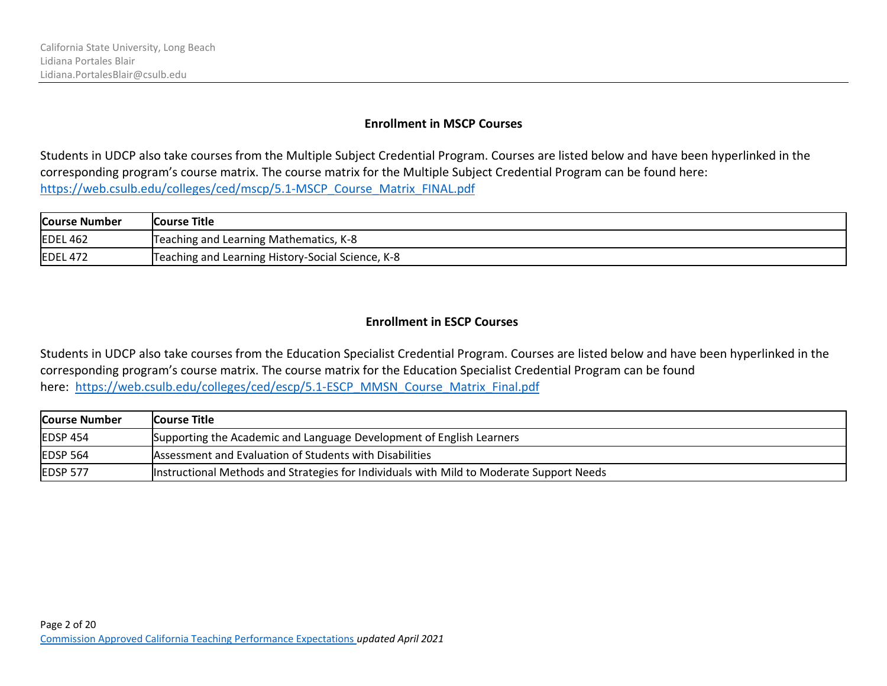## Enrollment in MSCP Courses

Students in UDCP also take courses from the Multiple Subject Credential Program. Courses are listed below and have been hyperlinked in the corresponding program's course matrix. The course matrix for the Multiple Subject Credential Program can be found here: [https://web.csulb.edu/colleges/ced/mscp/5.1-MSCP_Course_Matrix_FINAL.pdf](https://web.csulb.edu/colleges/ced/mscp/5.1-MSCP_Course_Matrix_FINAL.pdf)

| Course Number | Course Title |
|---|---|
| EDEL 462 | Teaching and Learning Mathematics, K-8 |
| EDEL 472 | Teaching and Learning History-Social Science, K-8 |

## Enrollment in ESCP Courses

Students in UDCP also take courses from the Education Specialist Credential Program. Courses are listed below and have been hyperlinked in the corresponding program's course matrix. The course matrix for the Education Specialist Credential Program can be found here: [https://web.csulb.edu/colleges/ced/escp/5.1-ESCP_MMSN_Course_Matrix_Final.pdf](https://web.csulb.edu/colleges/ced/escp/5.1-ESCP_MMSN_Course_Matrix_Final.pdf)

| Course Number | Course Title |
|---|---|
| EDSP 454 | Supporting the Academic and Language Development of English Learners |
| EDSP 564 | Assessment and Evaluation of Students with Disabilities |
| EDSP 577 | Instructional Methods and Strategies for Individuals with Mild to Moderate Support Needs |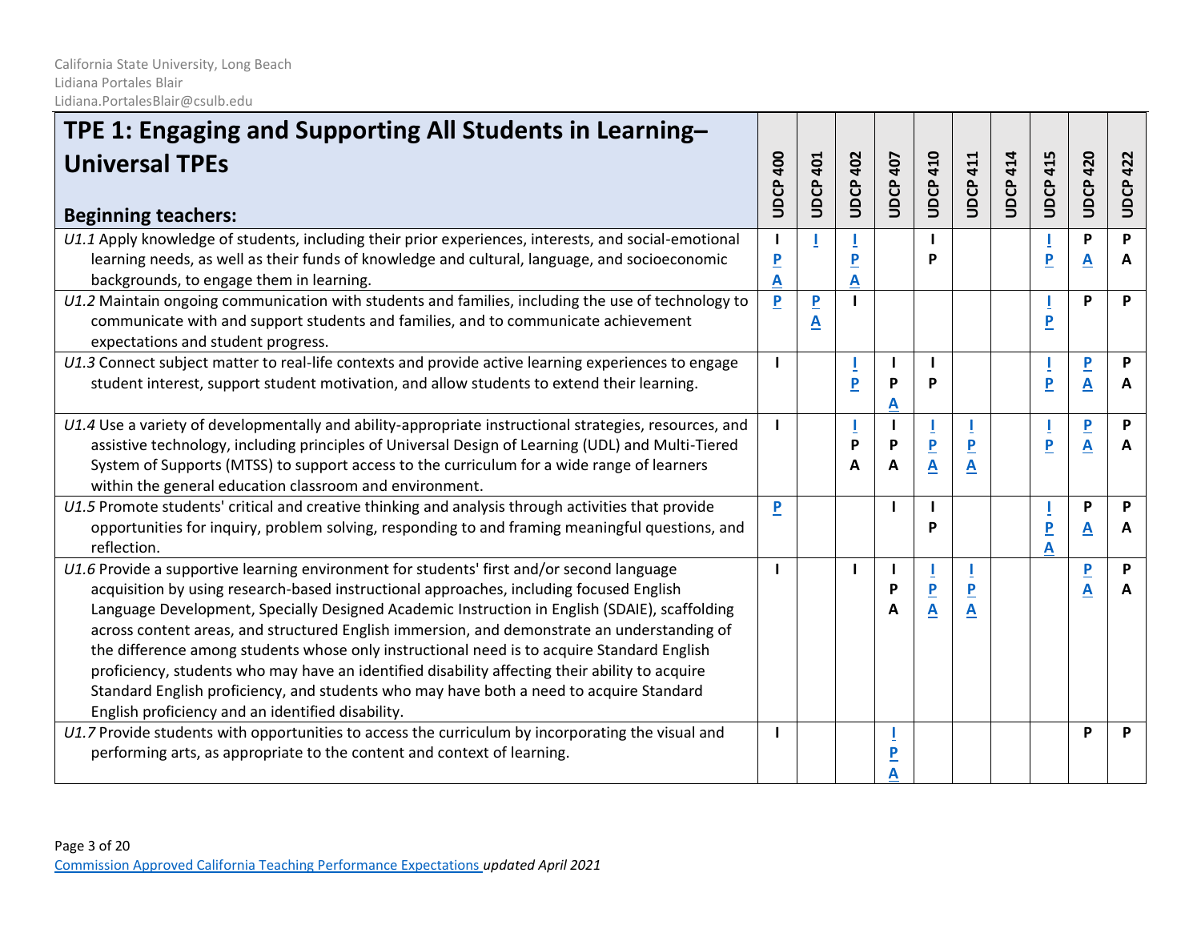California State University, Long Beach
Lidiana Portales Blair
Lidiana.PortalesBlair@csulb.edu

| TPE 1: Engaging and Supporting All Students in Learning–Universal TPEs<br><br>Beginning teachers: | UDCP 400 | UDCP 401 | UDCP 402 | UDCP 407 | UDCP 410 | UDCP 411 | UDCP 414 | UDCP 415 | UDCP 420 | UDCP 422 |
|---|---|---|---|---|---|---|---|---|---|---|
| *U1.1* Apply knowledge of students, including their prior experiences, interests, and social-emotional learning needs, as well as their funds of knowledge and cultural, language, and socioeconomic backgrounds, to engage them in learning. | I P A | I | I P A | | I P | | | I P | P A | P A |
| *U1.2* Maintain ongoing communication with students and families, including the use of technology to communicate with and support students and families, and to communicate achievement expectations and student progress. | P | P A | I | | | | | I P | P | P |
| *U1.3* Connect subject matter to real-life contexts and provide active learning experiences to engage student interest, support student motivation, and allow students to extend their learning. | I | | I P | I P A | I P | | | I P | P A | P A |
| *U1.4* Use a variety of developmentally and ability-appropriate instructional strategies, resources, and assistive technology, including principles of Universal Design of Learning (UDL) and Multi-Tiered System of Supports (MTSS) to support access to the curriculum for a wide range of learners within the general education classroom and environment. | I | | I P A | I P A | I P A | I P A | | I P | P A | P A |
| *U1.5* Promote students' critical and creative thinking and analysis through activities that provide opportunities for inquiry, problem solving, responding to and framing meaningful questions, and reflection. | P | | | I | I P | | | I P A | P A | P A |
| *U1.6* Provide a supportive learning environment for students' first and/or second language acquisition by using research-based instructional approaches, including focused English Language Development, Specially Designed Academic Instruction in English (SDAIE), scaffolding across content areas, and structured English immersion, and demonstrate an understanding of the difference among students whose only instructional need is to acquire Standard English proficiency, students who may have an identified disability affecting their ability to acquire Standard English proficiency, and students who may have both a need to acquire Standard English proficiency and an identified disability. | I | | I | I P A | I P A | I P A | | | P A | P A |
| *U1.7* Provide students with opportunities to access the curriculum by incorporating the visual and performing arts, as appropriate to the content and context of learning. | I | | | I P A | | | | | P | P |

[Commission Approved California Teaching Performance Expectations](#) *updated April 2021*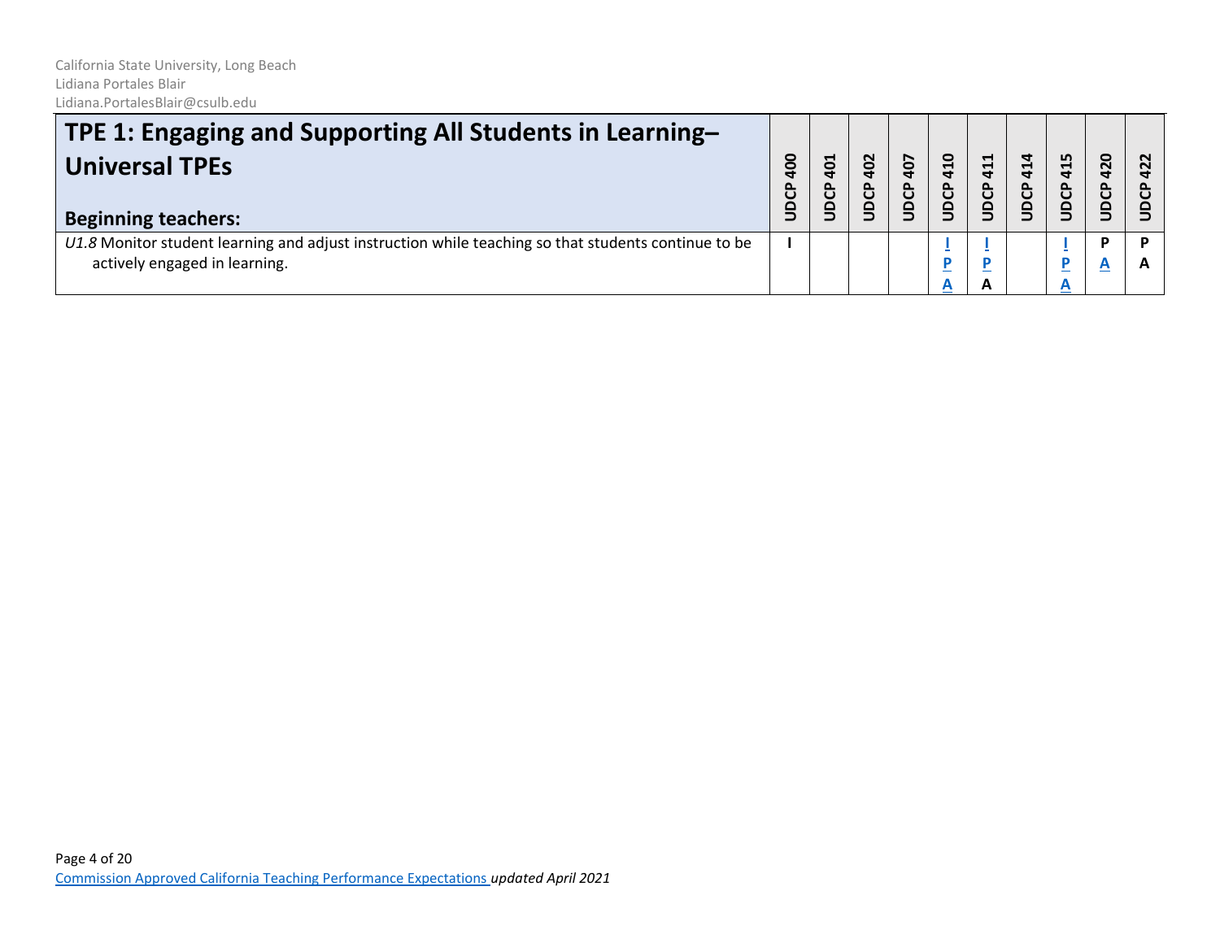| TPE 1: Engaging and Supporting All Students in Learning– Universal TPEs<br><br>Beginning teachers: | UDCP 400 | UDCP 401 | UDCP 402 | UDCP 407 | UDCP 410 | UDCP 411 | UDCP 414 | UDCP 415 | UDCP 420 | UDCP 422 |
|---|---|---|---|---|---|---|---|---|---|---|
| *U1.8* Monitor student learning and adjust instruction while teaching so that students continue to be actively engaged in learning. | I | | | | I P A | I P A | | I P A | P A | P A |

[Commission Approved California Teaching Performance Expectations](#) *updated April 2021*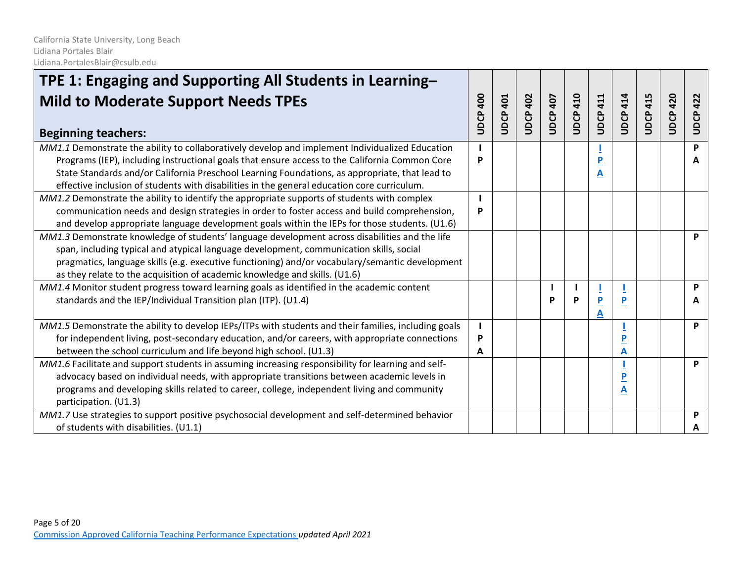California State University, Long Beach
Lidiana Portales Blair
Lidiana.PortalesBlair@csulb.edu

| TPE 1: Engaging and Supporting All Students in Learning– Mild to Moderate Support Needs TPEs<br><br>Beginning teachers: | UDCP 400 | UDCP 401 | UDCP 402 | UDCP 407 | UDCP 410 | UDCP 411 | UDCP 414 | UDCP 415 | UDCP 420 | UDCP 422 |
|---|---|---|---|---|---|---|---|---|---|---|
| *MM1.1* Demonstrate the ability to collaboratively develop and implement Individualized Education Programs (IEP), including instructional goals that ensure access to the California Common Core State Standards and/or California Preschool Learning Foundations, as appropriate, that lead to effective inclusion of students with disabilities in the general education core curriculum. | **I P** | | | | | **I P A** | | | | **P A** |
| *MM1.2* Demonstrate the ability to identify the appropriate supports of students with complex communication needs and design strategies in order to foster access and build comprehension, and develop appropriate language development goals within the IEPs for those students. (U1.6) | **I P** | | | | | | | | | |
| *MM1.3* Demonstrate knowledge of students' language development across disabilities and the life span, including typical and atypical language development, communication skills, social pragmatics, language skills (e.g. executive functioning) and/or vocabulary/semantic development as they relate to the acquisition of academic knowledge and skills. (U1.6) | | | | | | | | | | **P** |
| *MM1.4* Monitor student progress toward learning goals as identified in the academic content standards and the IEP/Individual Transition plan (ITP). (U1.4) | | | | **I P** | **I P** | **I P A** | **I P** | | | **P A** |
| *MM1.5* Demonstrate the ability to develop IEPs/ITPs with students and their families, including goals for independent living, post-secondary education, and/or careers, with appropriate connections between the school curriculum and life beyond high school. (U1.3) | **I P A** | | | | | | **I P A** | | | **P** |
| *MM1.6* Facilitate and support students in assuming increasing responsibility for learning and self-advocacy based on individual needs, with appropriate transitions between academic levels in programs and developing skills related to career, college, independent living and community participation. (U1.3) | | | | | | | **I P A** | | | **P** |
| *MM1.7* Use strategies to support positive psychosocial development and self-determined behavior of students with disabilities. (U1.1) | | | | | | | | | | **P A** |

[Commission Approved California Teaching Performance Expectations](#) *updated April 2021*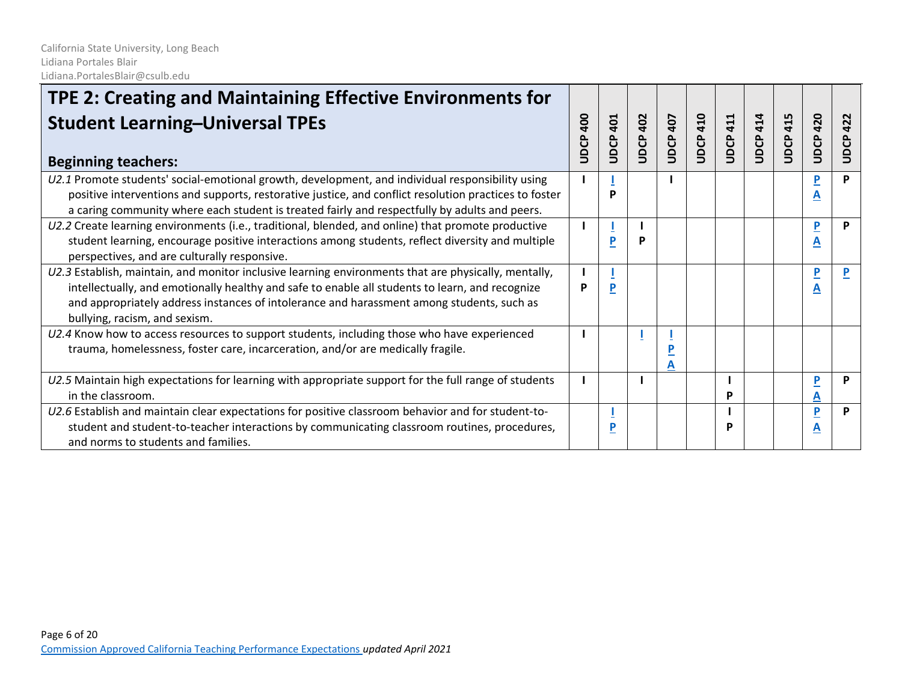California State University, Long Beach
Lidiana Portales Blair
Lidiana.PortalesBlair@csulb.edu

| TPE 2: Creating and Maintaining Effective Environments for Student Learning–Universal TPEs<br><br>**Beginning teachers:** | UDCP 400 | UDCP 401 | UDCP 402 | UDCP 407 | UDCP 410 | UDCP 411 | UDCP 414 | UDCP 415 | UDCP 420 | UDCP 422 |
|---|---|---|---|---|---|---|---|---|---|---|
| *U2.1* Promote students' social-emotional growth, development, and individual responsibility using positive interventions and supports, restorative justice, and conflict resolution practices to foster a caring community where each student is treated fairly and respectfully by adults and peers. | I | I P | | I | | | | | P A | P |
| *U2.2* Create learning environments (i.e., traditional, blended, and online) that promote productive student learning, encourage positive interactions among students, reflect diversity and multiple perspectives, and are culturally responsive. | I | I P | I P | | | | | | P A | P |
| *U2.3* Establish, maintain, and monitor inclusive learning environments that are physically, mentally, intellectually, and emotionally healthy and safe to enable all students to learn, and recognize and appropriately address instances of intolerance and harassment among students, such as bullying, racism, and sexism. | I P | I P | | | | | | | P A | P |
| *U2.4* Know how to access resources to support students, including those who have experienced trauma, homelessness, foster care, incarceration, and/or are medically fragile. | I | | I | I P A | | | | | | |
| *U2.5* Maintain high expectations for learning with appropriate support for the full range of students in the classroom. | I | | I | | | I P | | | P A | P |
| *U2.6* Establish and maintain clear expectations for positive classroom behavior and for student-to-student and student-to-teacher interactions by communicating classroom routines, procedures, and norms to students and families. | | I P | | | | I P | | | P A | P |

Commission Approved California Teaching Performance Expectations *updated April 2021*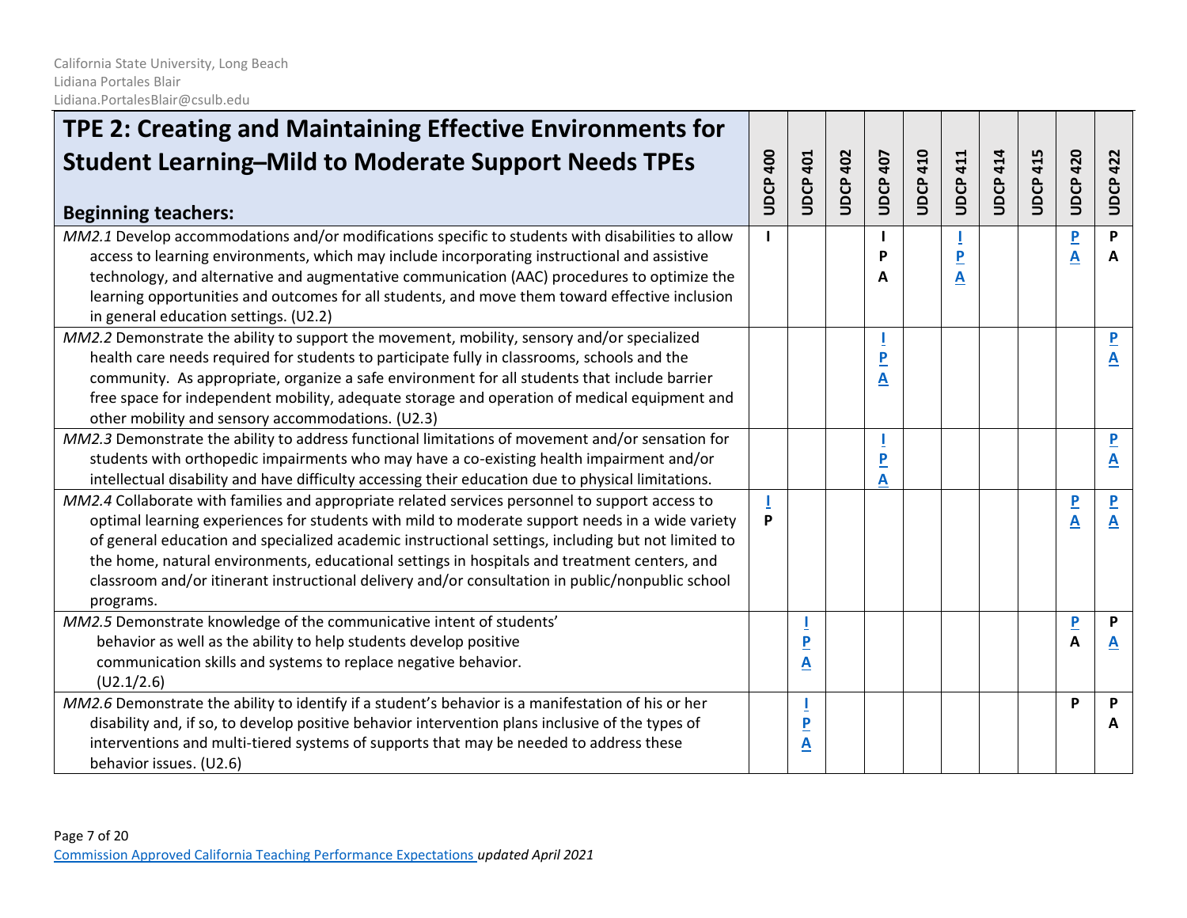California State University, Long Beach
Lidiana Portales Blair
Lidiana.PortalesBlair@csulb.edu

| **TPE 2: Creating and Maintaining Effective Environments for Student Learning–Mild to Moderate Support Needs TPEs**<br><br>**Beginning teachers:** | UDCP 400 | UDCP 401 | UDCP 402 | UDCP 407 | UDCP 410 | UDCP 411 | UDCP 414 | UDCP 415 | UDCP 420 | UDCP 422 |
|---|---|---|---|---|---|---|---|---|---|---|
| *MM2.1* Develop accommodations and/or modifications specific to students with disabilities to allow access to learning environments, which may include incorporating instructional and assistive technology, and alternative and augmentative communication (AAC) procedures to optimize the learning opportunities and outcomes for all students, and move them toward effective inclusion in general education settings. (U2.2) | I | | | I P A | | I P A | | | P A | P A |
| *MM2.2* Demonstrate the ability to support the movement, mobility, sensory and/or specialized health care needs required for students to participate fully in classrooms, schools and the community. As appropriate, organize a safe environment for all students that include barrier free space for independent mobility, adequate storage and operation of medical equipment and other mobility and sensory accommodations. (U2.3) | | | | I P A | | | | | | P A |
| *MM2.3* Demonstrate the ability to address functional limitations of movement and/or sensation for students with orthopedic impairments who may have a co-existing health impairment and/or intellectual disability and have difficulty accessing their education due to physical limitations. | | | | I P A | | | | | | P A |
| *MM2.4* Collaborate with families and appropriate related services personnel to support access to optimal learning experiences for students with mild to moderate support needs in a wide variety of general education and specialized academic instructional settings, including but not limited to the home, natural environments, educational settings in hospitals and treatment centers, and classroom and/or itinerant instructional delivery and/or consultation in public/nonpublic school programs. | I P | | | | | | | | P A | P A |
| *MM2.5* Demonstrate knowledge of the communicative intent of students' behavior as well as the ability to help students develop positive communication skills and systems to replace negative behavior. (U2.1/2.6) | | I P A | | | | | | | P A | P A |
| *MM2.6* Demonstrate the ability to identify if a student's behavior is a manifestation of his or her disability and, if so, to develop positive behavior intervention plans inclusive of the types of interventions and multi-tiered systems of supports that may be needed to address these behavior issues. (U2.6) | | I P A | | | | | | | P | P A |

Commission Approved California Teaching Performance Expectations *updated April 2021*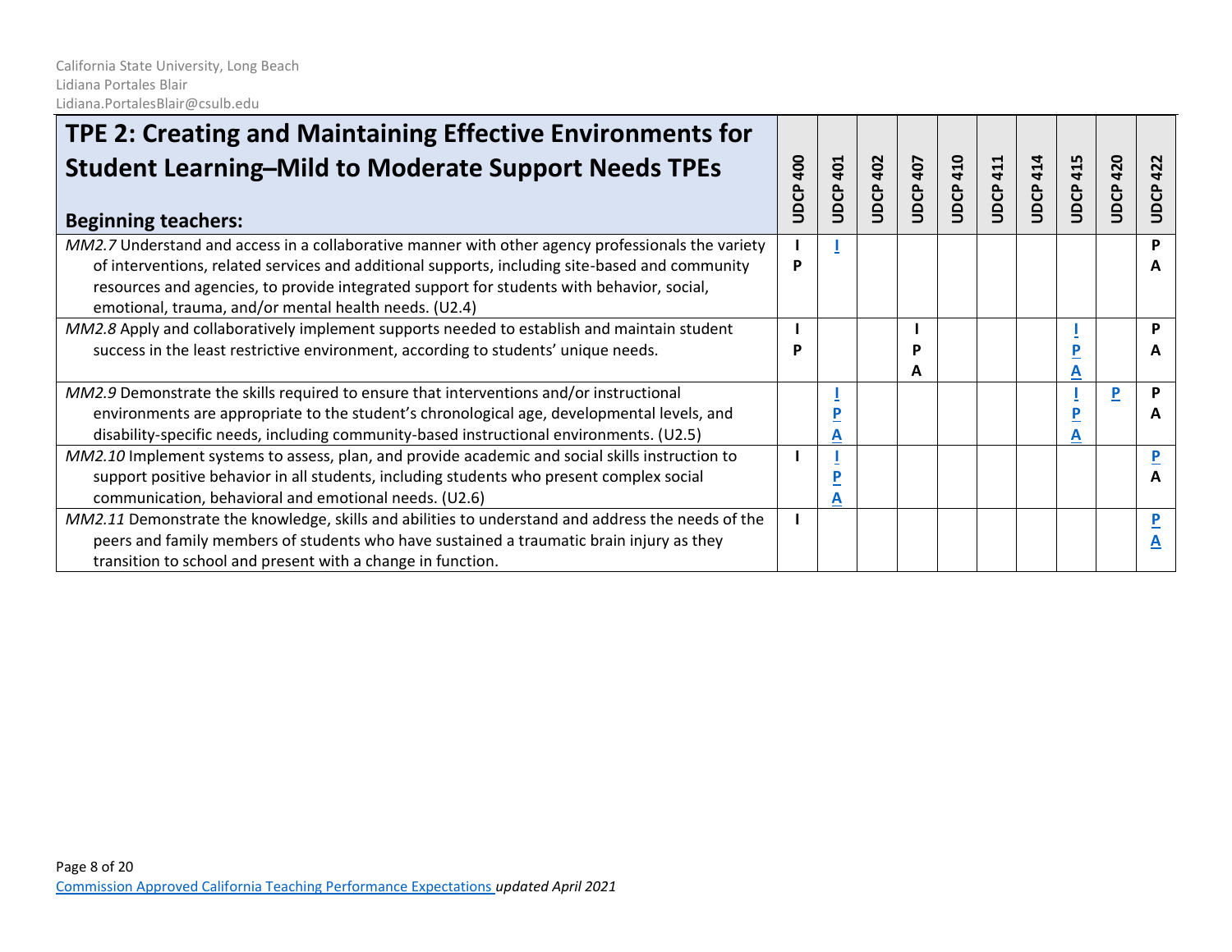California State University, Long Beach
Lidiana Portales Blair
Lidiana.PortalesBlair@csulb.edu

| TPE 2: Creating and Maintaining Effective Environments for Student Learning–Mild to Moderate Support Needs TPEs<br><br>**Beginning teachers:** | UDCP 400 | UDCP 401 | UDCP 402 | UDCP 407 | UDCP 410 | UDCP 411 | UDCP 414 | UDCP 415 | UDCP 420 | UDCP 422 |
|---|---|---|---|---|---|---|---|---|---|---|
| *MM2.7* Understand and access in a collaborative manner with other agency professionals the variety of interventions, related services and additional supports, including site-based and community resources and agencies, to provide integrated support for students with behavior, social, emotional, trauma, and/or mental health needs. (U2.4) | I P | I | | | | | | | | P A |
| *MM2.8* Apply and collaboratively implement supports needed to establish and maintain student success in the least restrictive environment, according to students' unique needs. | I P | | | I P A | | | | I P A | | P A |
| *MM2.9* Demonstrate the skills required to ensure that interventions and/or instructional environments are appropriate to the student's chronological age, developmental levels, and disability-specific needs, including community-based instructional environments. (U2.5) | | I P A | | | | | | I P A | P | P A |
| *MM2.10* Implement systems to assess, plan, and provide academic and social skills instruction to support positive behavior in all students, including students who present complex social communication, behavioral and emotional needs. (U2.6) | I | I P A | | | | | | | | P A |
| *MM2.11* Demonstrate the knowledge, skills and abilities to understand and address the needs of the peers and family members of students who have sustained a traumatic brain injury as they transition to school and present with a change in function. | I | | | | | | | | | P A |

Commission Approved California Teaching Performance Expectations *updated April 2021*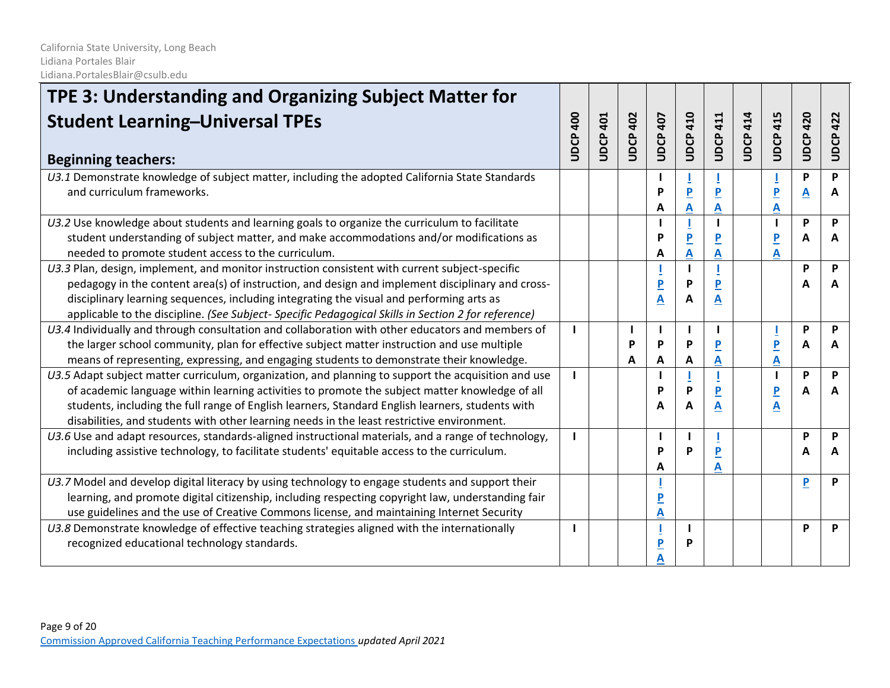| TPE 3: Understanding and Organizing Subject Matter for Student Learning–Universal TPEs<br><br>**Beginning teachers:** | UDCP 400 | UDCP 401 | UDCP 402 | UDCP 407 | UDCP 410 | UDCP 411 | UDCP 414 | UDCP 415 | UDCP 420 | UDCP 422 |
|---|---|---|---|---|---|---|---|---|---|---|
| *U3.1* Demonstrate knowledge of subject matter, including the adopted California State Standards and curriculum frameworks. | | | | I P A | I P A | I P A | | I P A | P A | P A |
| *U3.2* Use knowledge about students and learning goals to organize the curriculum to facilitate student understanding of subject matter, and make accommodations and/or modifications as needed to promote student access to the curriculum. | | | | I P A | I P A | I P A | | I P A | P A | P A |
| *U3.3* Plan, design, implement, and monitor instruction consistent with current subject-specific pedagogy in the content area(s) of instruction, and design and implement disciplinary and cross-disciplinary learning sequences, including integrating the visual and performing arts as applicable to the discipline. *(See Subject- Specific Pedagogical Skills in Section 2 for reference)* | | | | I P A | I P A | I P A | | | P A | P A |
| *U3.4* Individually and through consultation and collaboration with other educators and members of the larger school community, plan for effective subject matter instruction and use multiple means of representing, expressing, and engaging students to demonstrate their knowledge. | I | | I P A | I P A | I P A | I P A | | I P A | P A | P A |
| *U3.5* Adapt subject matter curriculum, organization, and planning to support the acquisition and use of academic language within learning activities to promote the subject matter knowledge of all students, including the full range of English learners, Standard English learners, students with disabilities, and students with other learning needs in the least restrictive environment. | I | | | I P A | I P A | I P A | | I P A | P A | P A |
| *U3.6* Use and adapt resources, standards-aligned instructional materials, and a range of technology, including assistive technology, to facilitate students' equitable access to the curriculum. | I | | | I P A | I P | I P A | | | P A | P A |
| *U3.7* Model and develop digital literacy by using technology to engage students and support their learning, and promote digital citizenship, including respecting copyright law, understanding fair use guidelines and the use of Creative Commons license, and maintaining Internet Security | | | | I P A | | | | | P | P |
| *U3.8* Demonstrate knowledge of effective teaching strategies aligned with the internationally recognized educational technology standards. | I | | | I P A | I P | | | | P | P |

[Commission Approved California Teaching Performance Expectations](#) *updated April 2021*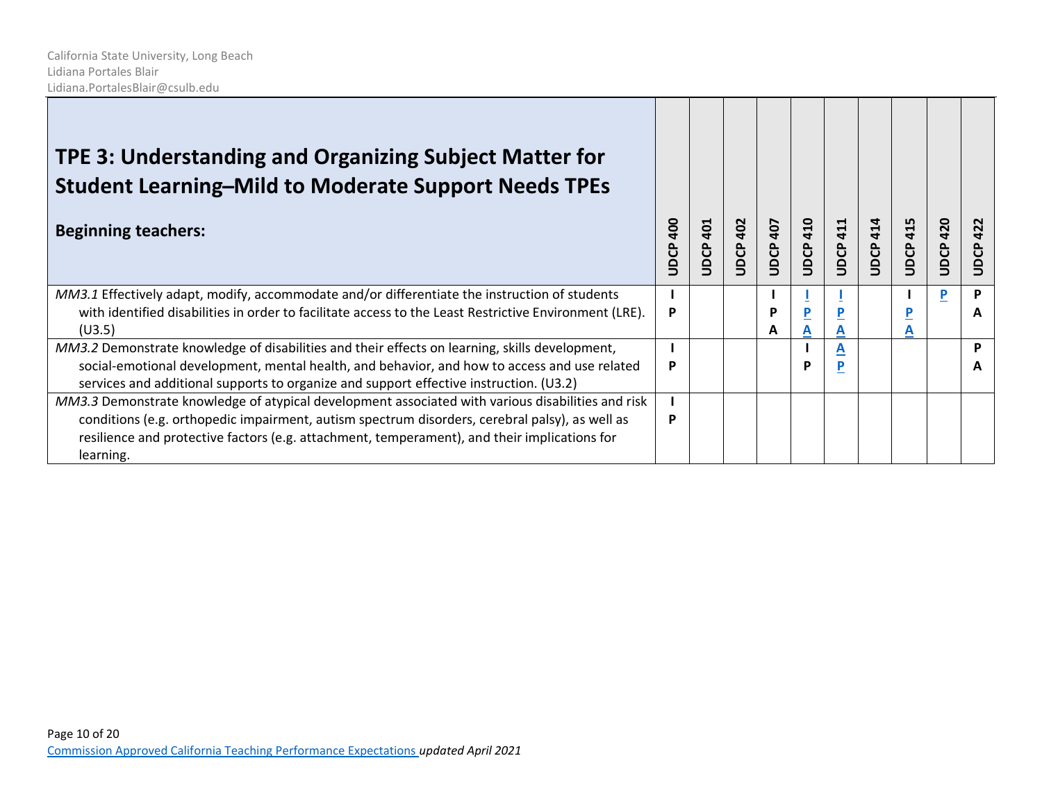| **TPE 3: Understanding and Organizing Subject Matter for Student Learning–Mild to Moderate Support Needs TPEs**<br><br>**Beginning teachers:** | **UDCP 400** | **UDCP 401** | **UDCP 402** | **UDCP 407** | **UDCP 410** | **UDCP 411** | **UDCP 414** | **UDCP 415** | **UDCP 420** | **UDCP 422** |
|---|---|---|---|---|---|---|---|---|---|---|
| *MM3.1* Effectively adapt, modify, accommodate and/or differentiate the instruction of students with identified disabilities in order to facilitate access to the Least Restrictive Environment (LRE). (U3.5) | **I P** | | | **I P A** | **I P A** | **I P A** | | **I P A** | **P** | **P A** |
| *MM3.2* Demonstrate knowledge of disabilities and their effects on learning, skills development, social-emotional development, mental health, and behavior, and how to access and use related services and additional supports to organize and support effective instruction. (U3.2) | **I P** | | | | **I P** | **A P** | | | | **P A** |
| *MM3.3* Demonstrate knowledge of atypical development associated with various disabilities and risk conditions (e.g. orthopedic impairment, autism spectrum disorders, cerebral palsy), as well as resilience and protective factors (e.g. attachment, temperament), and their implications for learning. | **I P** | | | | | | | | | |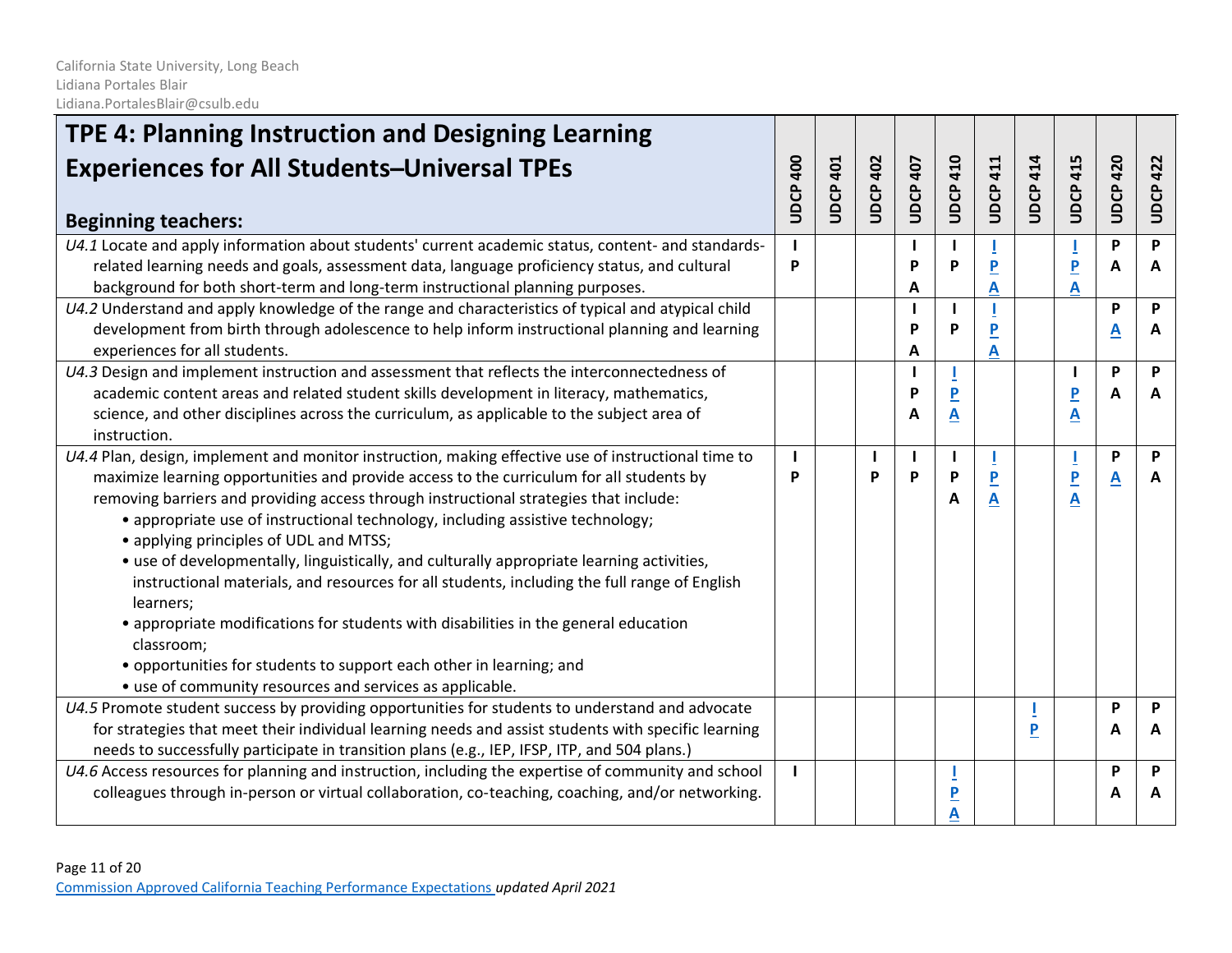California State University, Long Beach
Lidiana Portales Blair
Lidiana.PortalesBlair@csulb.edu

| TPE 4: Planning Instruction and Designing Learning Experiences for All Students–Universal TPEs<br><br>Beginning teachers: | UDCP 400 | UDCP 401 | UDCP 402 | UDCP 407 | UDCP 410 | UDCP 411 | UDCP 414 | UDCP 415 | UDCP 420 | UDCP 422 |
|---|---|---|---|---|---|---|---|---|---|---|
| *U4.1* Locate and apply information about students' current academic status, content- and standards-related learning needs and goals, assessment data, language proficiency status, and cultural background for both short-term and long-term instructional planning purposes. | I P | | | I P A | I P | I P A | | I P A | P A | P A |
| *U4.2* Understand and apply knowledge of the range and characteristics of typical and atypical child development from birth through adolescence to help inform instructional planning and learning experiences for all students. | | | | I P A | I P | I P A | | | P A | P A |
| *U4.3* Design and implement instruction and assessment that reflects the interconnectedness of academic content areas and related student skills development in literacy, mathematics, science, and other disciplines across the curriculum, as applicable to the subject area of instruction. | | | | I P A | I P A | | | I P A | P A | P A |
| *U4.4* Plan, design, implement and monitor instruction, making effective use of instructional time to maximize learning opportunities and provide access to the curriculum for all students by removing barriers and providing access through instructional strategies that include:<br>• appropriate use of instructional technology, including assistive technology;<br>• applying principles of UDL and MTSS;<br>• use of developmentally, linguistically, and culturally appropriate learning activities, instructional materials, and resources for all students, including the full range of English learners;<br>• appropriate modifications for students with disabilities in the general education classroom;<br>• opportunities for students to support each other in learning; and<br>• use of community resources and services as applicable. | I P | | I P | I P | I P A | I P A | | I P A | P A | P A |
| *U4.5* Promote student success by providing opportunities for students to understand and advocate for strategies that meet their individual learning needs and assist students with specific learning needs to successfully participate in transition plans (e.g., IEP, IFSP, ITP, and 504 plans.) | | | | | | | I P | | P A | P A |
| *U4.6* Access resources for planning and instruction, including the expertise of community and school colleagues through in-person or virtual collaboration, co-teaching, coaching, and/or networking. | I | | | | I P A | | | | P A | P A |

[Commission Approved California Teaching Performance Expectations](#) *updated April 2021*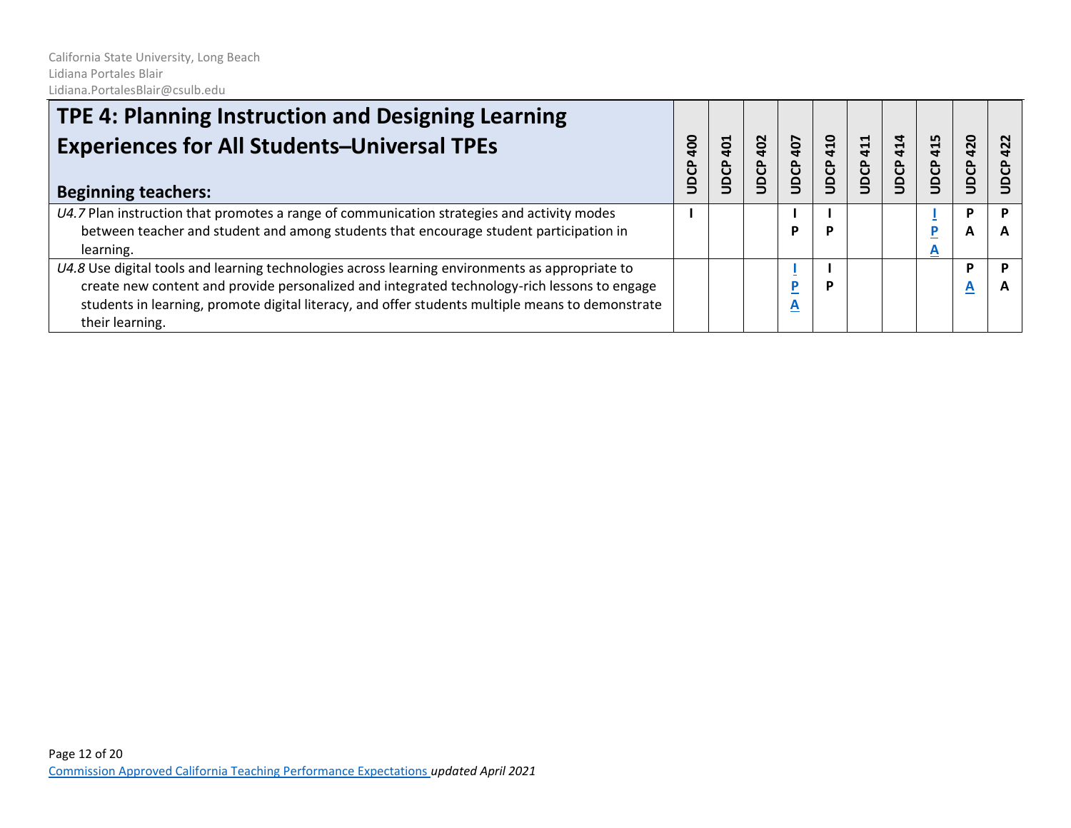| TPE 4: Planning Instruction and Designing Learning Experiences for All Students–Universal TPEs<br><br>**Beginning teachers:** | UDCP 400 | UDCP 401 | UDCP 402 | UDCP 407 | UDCP 410 | UDCP 411 | UDCP 414 | UDCP 415 | UDCP 420 | UDCP 422 |
|---|---|---|---|---|---|---|---|---|---|---|
| *U4.7* Plan instruction that promotes a range of communication strategies and activity modes between teacher and student and among students that encourage student participation in learning. | I | | | I P | I P | | | I P A | P A | P A |
| *U4.8* Use digital tools and learning technologies across learning environments as appropriate to create new content and provide personalized and integrated technology-rich lessons to engage students in learning, promote digital literacy, and offer students multiple means to demonstrate their learning. | | | | I P A | I P | | | | P A | P A |

Commission Approved California Teaching Performance Expectations *updated April 2021*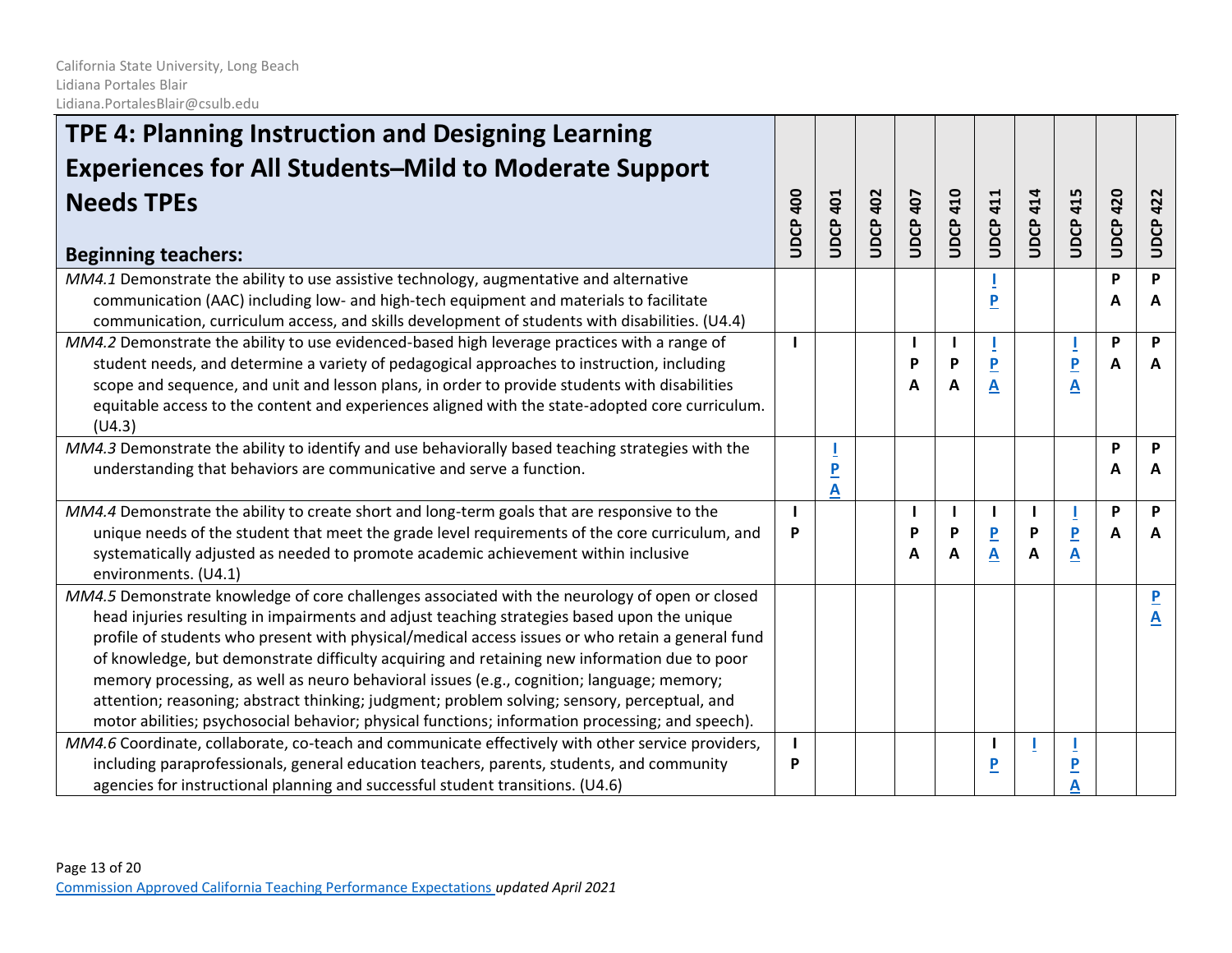| TPE 4: Planning Instruction and Designing Learning Experiences for All Students–Mild to Moderate Support Needs TPEs<br><br>**Beginning teachers:** | UDCP 400 | UDCP 401 | UDCP 402 | UDCP 407 | UDCP 410 | UDCP 411 | UDCP 414 | UDCP 415 | UDCP 420 | UDCP 422 |
|---|---|---|---|---|---|---|---|---|---|---|
| *MM4.1* Demonstrate the ability to use assistive technology, augmentative and alternative communication (AAC) including low- and high-tech equipment and materials to facilitate communication, curriculum access, and skills development of students with disabilities. (U4.4) | | | | | | I P | | | P A | P A |
| *MM4.2* Demonstrate the ability to use evidenced-based high leverage practices with a range of student needs, and determine a variety of pedagogical approaches to instruction, including scope and sequence, and unit and lesson plans, in order to provide students with disabilities equitable access to the content and experiences aligned with the state-adopted core curriculum. (U4.3) | I | | | I P A | I P A | I P A | | I P A | P A | P A |
| *MM4.3* Demonstrate the ability to identify and use behaviorally based teaching strategies with the understanding that behaviors are communicative and serve a function. | | I P A | | | | | | | P A | P A |
| *MM4.4* Demonstrate the ability to create short and long-term goals that are responsive to the unique needs of the student that meet the grade level requirements of the core curriculum, and systematically adjusted as needed to promote academic achievement within inclusive environments. (U4.1) | I P | | | I P A | I P A | I P A | I P A | I P A | P A | P A |
| *MM4.5* Demonstrate knowledge of core challenges associated with the neurology of open or closed head injuries resulting in impairments and adjust teaching strategies based upon the unique profile of students who present with physical/medical access issues or who retain a general fund of knowledge, but demonstrate difficulty acquiring and retaining new information due to poor memory processing, as well as neuro behavioral issues (e.g., cognition; language; memory; attention; reasoning; abstract thinking; judgment; problem solving; sensory, perceptual, and motor abilities; psychosocial behavior; physical functions; information processing; and speech). | | | | | | | | | | P A |
| *MM4.6* Coordinate, collaborate, co-teach and communicate effectively with other service providers, including paraprofessionals, general education teachers, parents, students, and community agencies for instructional planning and successful student transitions. (U4.6) | I P | | | | | I P | I | I P A | | |

Commission Approved California Teaching Performance Expectations *updated April 2021*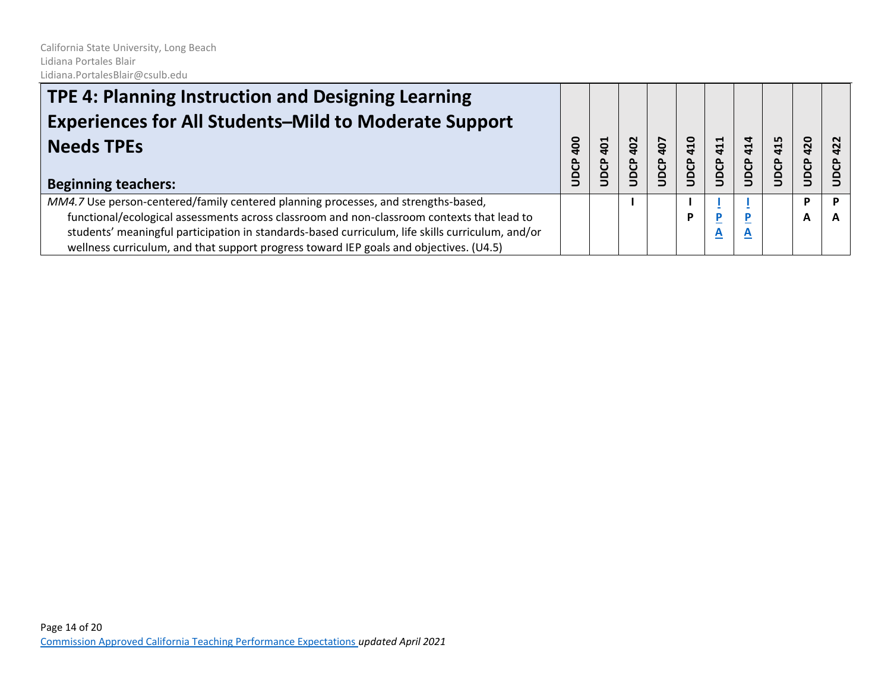| TPE 4: Planning Instruction and Designing Learning Experiences for All Students–Mild to Moderate Support Needs TPEs<br><br>**Beginning teachers:** | UDCP 400 | UDCP 401 | UDCP 402 | UDCP 407 | UDCP 410 | UDCP 411 | UDCP 414 | UDCP 415 | UDCP 420 | UDCP 422 |
|---|---|---|---|---|---|---|---|---|---|---|
| *MM4.7* Use person-centered/family centered planning processes, and strengths-based, functional/ecological assessments across classroom and non-classroom contexts that lead to students' meaningful participation in standards-based curriculum, life skills curriculum, and/or wellness curriculum, and that support progress toward IEP goals and objectives. (U4.5) | | | I | | I P | I P A | I P A | | P A | P A |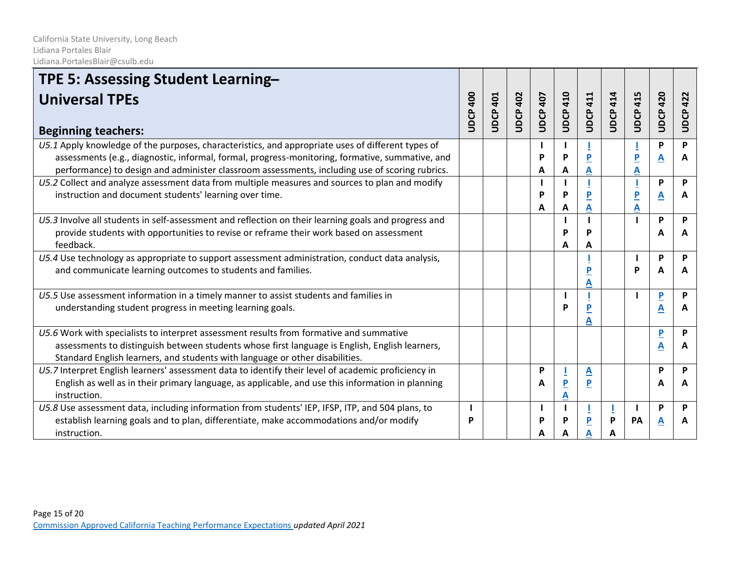California State University, Long Beach
Lidiana Portales Blair
Lidiana.PortalesBlair@csulb.edu

| TPE 5: Assessing Student Learning– Universal TPEs<br><br>Beginning teachers: | UDCP 400 | UDCP 401 | UDCP 402 | UDCP 407 | UDCP 410 | UDCP 411 | UDCP 414 | UDCP 415 | UDCP 420 | UDCP 422 |
|---|---|---|---|---|---|---|---|---|---|---|
| *U5.1* Apply knowledge of the purposes, characteristics, and appropriate uses of different types of assessments (e.g., diagnostic, informal, formal, progress-monitoring, formative, summative, and performance) to design and administer classroom assessments, including use of scoring rubrics. | | | | I P A | I P A | I P A | | I P A | P A | P A |
| *U5.2* Collect and analyze assessment data from multiple measures and sources to plan and modify instruction and document students' learning over time. | | | | I P A | I P A | I P A | | I P A | P A | P A |
| *U5.3* Involve all students in self-assessment and reflection on their learning goals and progress and provide students with opportunities to revise or reframe their work based on assessment feedback. | | | | | I P A | I P A | | I | P A | P A |
| *U5.4* Use technology as appropriate to support assessment administration, conduct data analysis, and communicate learning outcomes to students and families. | | | | | | I P A | | I P | P A | P A |
| *U5.5* Use assessment information in a timely manner to assist students and families in understanding student progress in meeting learning goals. | | | | | I P | I P A | | I | P A | P A |
| *U5.6* Work with specialists to interpret assessment results from formative and summative assessments to distinguish between students whose first language is English, English learners, Standard English learners, and students with language or other disabilities. | | | | | | | | | P A | P A |
| *U5.7* Interpret English learners' assessment data to identify their level of academic proficiency in English as well as in their primary language, as applicable, and use this information in planning instruction. | | | | P A | I P A | A P | | | P A | P A |
| *U5.8* Use assessment data, including information from students' IEP, IFSP, ITP, and 504 plans, to establish learning goals and to plan, differentiate, make accommodations and/or modify instruction. | I P | | | I P A | I P A | I P A | I P A | I PA | P A | P A |

[Commission Approved California Teaching Performance Expectations](#) *updated April 2021*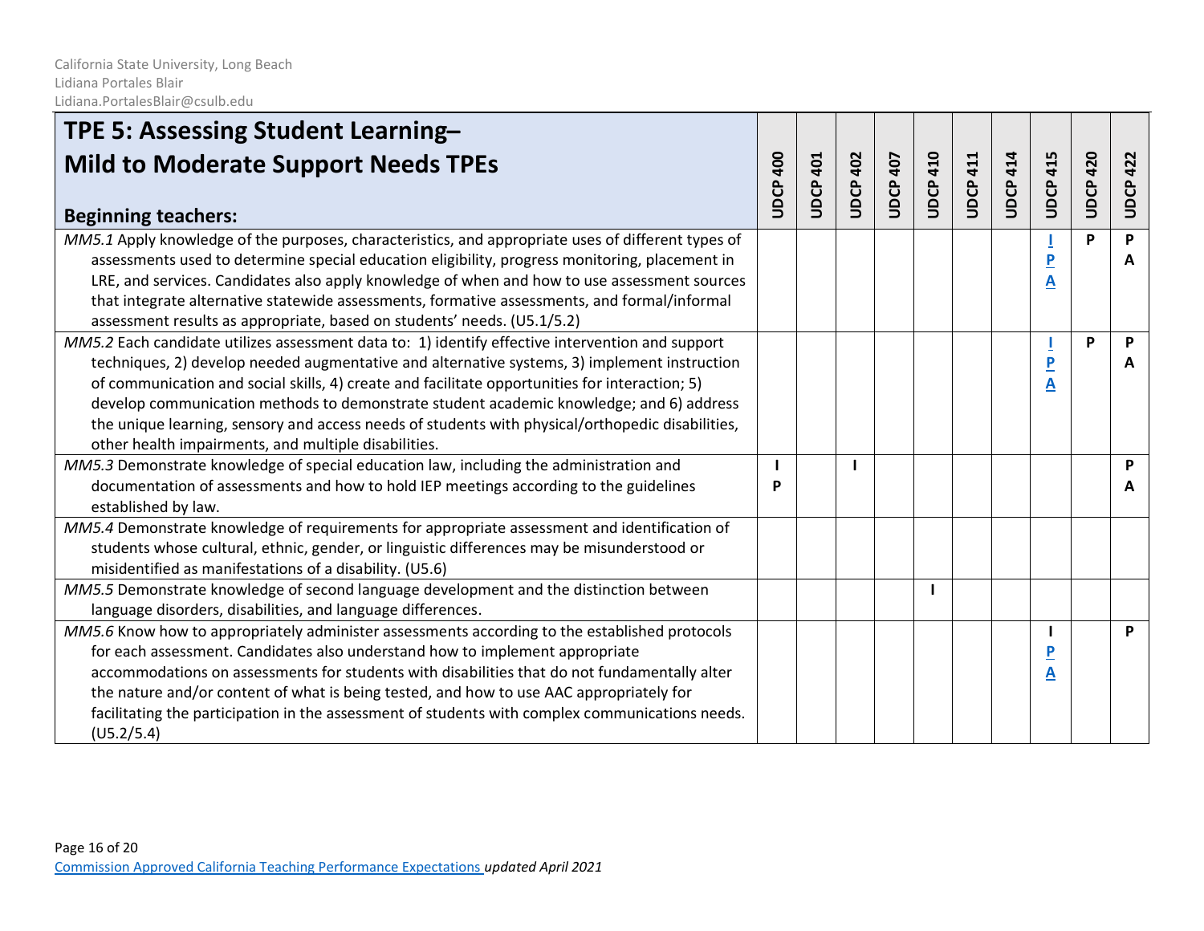California State University, Long Beach
Lidiana Portales Blair
Lidiana.PortalesBlair@csulb.edu

| **TPE 5: Assessing Student Learning– Mild to Moderate Support Needs TPEs** <br><br> **Beginning teachers:** | UDCP 400 | UDCP 401 | UDCP 402 | UDCP 407 | UDCP 410 | UDCP 411 | UDCP 414 | UDCP 415 | UDCP 420 | UDCP 422 |
|---|---|---|---|---|---|---|---|---|---|---|
| *MM5.1* Apply knowledge of the purposes, characteristics, and appropriate uses of different types of assessments used to determine special education eligibility, progress monitoring, placement in LRE, and services. Candidates also apply knowledge of when and how to use assessment sources that integrate alternative statewide assessments, formative assessments, and formal/informal assessment results as appropriate, based on students' needs. (U5.1/5.2) | | | | | | | | I P A | P | P A |
| *MM5.2* Each candidate utilizes assessment data to: 1) identify effective intervention and support techniques, 2) develop needed augmentative and alternative systems, 3) implement instruction of communication and social skills, 4) create and facilitate opportunities for interaction; 5) develop communication methods to demonstrate student academic knowledge; and 6) address the unique learning, sensory and access needs of students with physical/orthopedic disabilities, other health impairments, and multiple disabilities. | | | | | | | | I P A | P | P A |
| *MM5.3* Demonstrate knowledge of special education law, including the administration and documentation of assessments and how to hold IEP meetings according to the guidelines established by law. | I P | | I | | | | | | | P A |
| *MM5.4* Demonstrate knowledge of requirements for appropriate assessment and identification of students whose cultural, ethnic, gender, or linguistic differences may be misunderstood or misidentified as manifestations of a disability. (U5.6) | | | | | | | | | | |
| *MM5.5* Demonstrate knowledge of second language development and the distinction between language disorders, disabilities, and language differences. | | | | | I | | | | | |
| *MM5.6* Know how to appropriately administer assessments according to the established protocols for each assessment. Candidates also understand how to implement appropriate accommodations on assessments for students with disabilities that do not fundamentally alter the nature and/or content of what is being tested, and how to use AAC appropriately for facilitating the participation in the assessment of students with complex communications needs. (U5.2/5.4) | | | | | | | | I P A | | P |

Commission Approved California Teaching Performance Expectations *updated April 2021*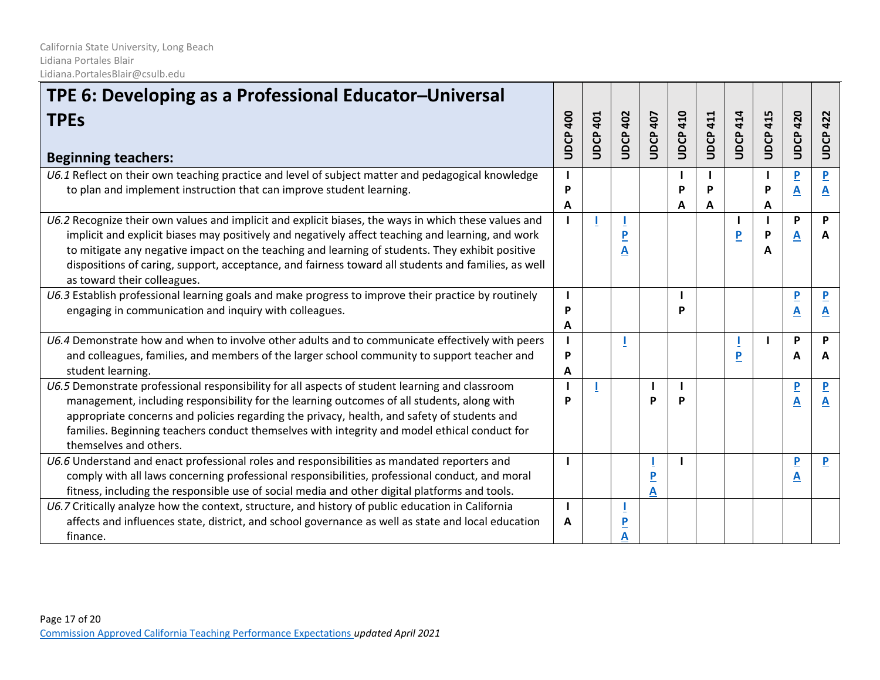California State University, Long Beach
Lidiana Portales Blair
Lidiana.PortalesBlair@csulb.edu

| TPE 6: Developing as a Professional Educator–Universal TPEs<br><br>**Beginning teachers:** | UDCP 400 | UDCP 401 | UDCP 402 | UDCP 407 | UDCP 410 | UDCP 411 | UDCP 414 | UDCP 415 | UDCP 420 | UDCP 422 |
|---|---|---|---|---|---|---|---|---|---|---|
| *U6.1* Reflect on their own teaching practice and level of subject matter and pedagogical knowledge to plan and implement instruction that can improve student learning. | I P A | | | | I P A | I P A | | I P A | P A | P A |
| *U6.2* Recognize their own values and implicit and explicit biases, the ways in which these values and implicit and explicit biases may positively and negatively affect teaching and learning, and work to mitigate any negative impact on the teaching and learning of students. They exhibit positive dispositions of caring, support, acceptance, and fairness toward all students and families, as well as toward their colleagues. | I | I | I P A | | | | I P | I P A | P A | P A |
| *U6.3* Establish professional learning goals and make progress to improve their practice by routinely engaging in communication and inquiry with colleagues. | I P A | | | | I P | | | | P A | P A |
| *U6.4* Demonstrate how and when to involve other adults and to communicate effectively with peers and colleagues, families, and members of the larger school community to support teacher and student learning. | I P A | | I | | | | I P | I | P A | P A |
| *U6.5* Demonstrate professional responsibility for all aspects of student learning and classroom management, including responsibility for the learning outcomes of all students, along with appropriate concerns and policies regarding the privacy, health, and safety of students and families. Beginning teachers conduct themselves with integrity and model ethical conduct for themselves and others. | I P | I | | I P | I P | | | | P A | P A |
| *U6.6* Understand and enact professional roles and responsibilities as mandated reporters and comply with all laws concerning professional responsibilities, professional conduct, and moral fitness, including the responsible use of social media and other digital platforms and tools. | I | | | I P A | I | | | | P A | P |
| *U6.7* Critically analyze how the context, structure, and history of public education in California affects and influences state, district, and school governance as well as state and local education finance. | I A | | I P A | | | | | | | |

[Commission Approved California Teaching Performance Expectations](#) *updated April 2021*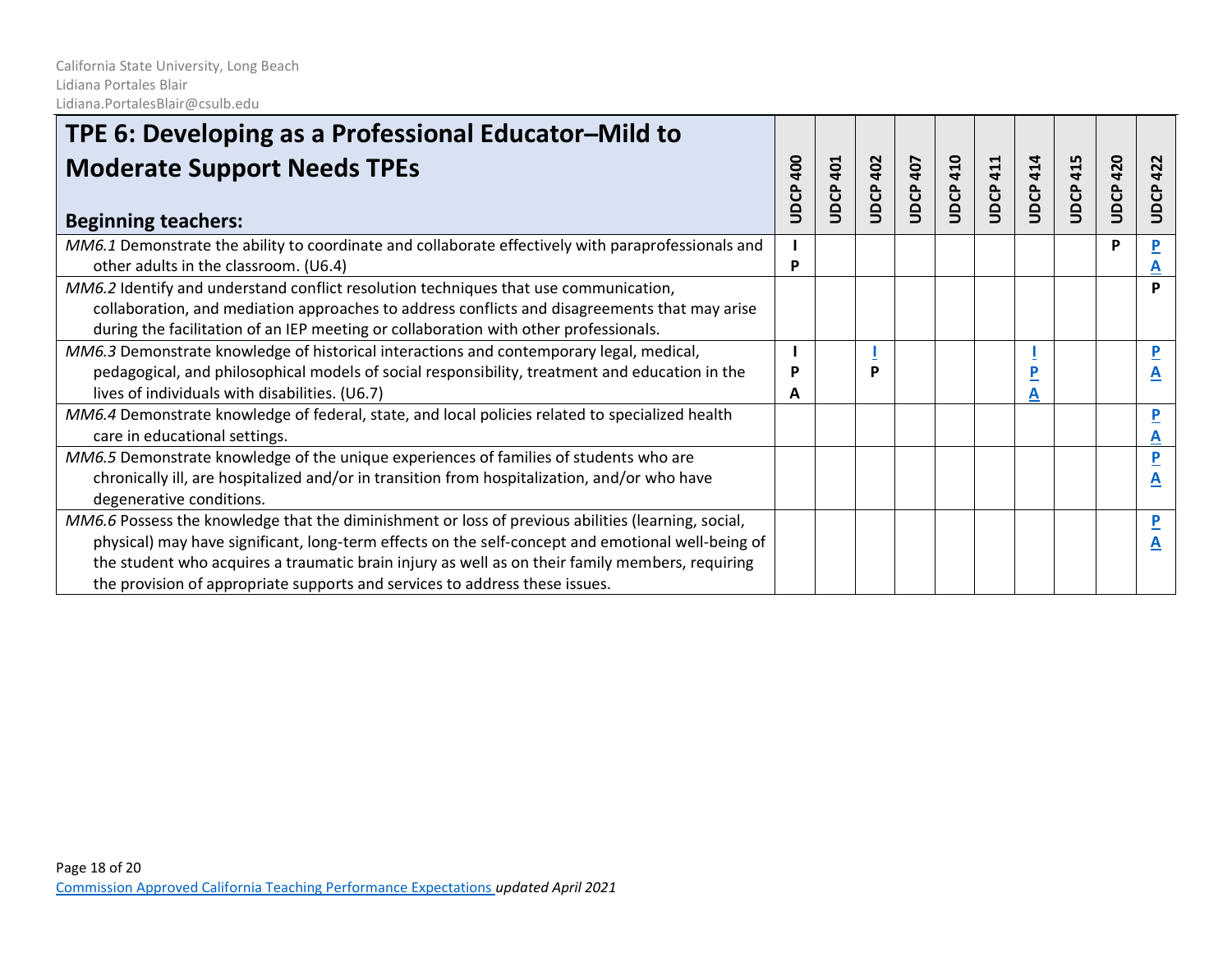California State University, Long Beach
Lidiana Portales Blair
Lidiana.PortalesBlair@csulb.edu

| **TPE 6: Developing as a Professional Educator–Mild to Moderate Support Needs TPEs**<br><br>**Beginning teachers:** | **UDCP 400** | **UDCP 401** | **UDCP 402** | **UDCP 407** | **UDCP 410** | **UDCP 411** | **UDCP 414** | **UDCP 415** | **UDCP 420** | **UDCP 422** |
|---|---|---|---|---|---|---|---|---|---|---|
| *MM6.1* Demonstrate the ability to coordinate and collaborate effectively with paraprofessionals and other adults in the classroom. (U6.4) | **I P** | | | | | | | | **P** | **P A** |
| *MM6.2* Identify and understand conflict resolution techniques that use communication, collaboration, and mediation approaches to address conflicts and disagreements that may arise during the facilitation of an IEP meeting or collaboration with other professionals. | | | | | | | | | | **P** |
| *MM6.3* Demonstrate knowledge of historical interactions and contemporary legal, medical, pedagogical, and philosophical models of social responsibility, treatment and education in the lives of individuals with disabilities. (U6.7) | **I P A** | | **I P** | | | | **I P A** | | | **P A** |
| *MM6.4* Demonstrate knowledge of federal, state, and local policies related to specialized health care in educational settings. | | | | | | | | | | **P A** |
| *MM6.5* Demonstrate knowledge of the unique experiences of families of students who are chronically ill, are hospitalized and/or in transition from hospitalization, and/or who have degenerative conditions. | | | | | | | | | | **P A** |
| *MM6.6* Possess the knowledge that the diminishment or loss of previous abilities (learning, social, physical) may have significant, long-term effects on the self-concept and emotional well-being of the student who acquires a traumatic brain injury as well as on their family members, requiring the provision of appropriate supports and services to address these issues. | | | | | | | | | | **P A** |

[Commission Approved California Teaching Performance Expectations](#) *updated April 2021*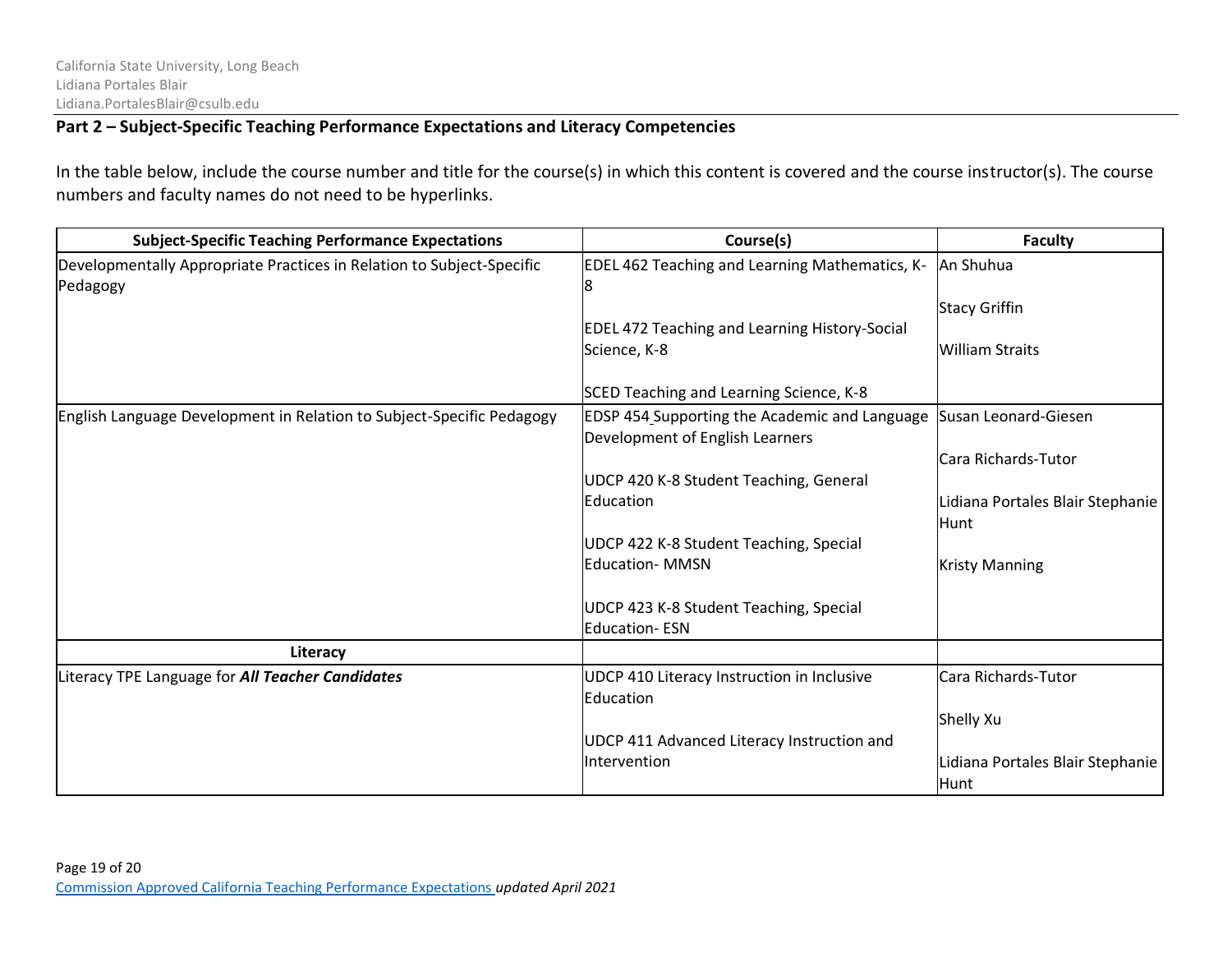### Part 2 – Subject-Specific Teaching Performance Expectations and Literacy Competencies

In the table below, include the course number and title for the course(s) in which this content is covered and the course instructor(s). The course numbers and faculty names do not need to be hyperlinks.

| Subject-Specific Teaching Performance Expectations | Course(s) | Faculty |
| --- | --- | --- |
| Developmentally Appropriate Practices in Relation to Subject-Specific Pedagogy | EDEL 462 Teaching and Learning Mathematics, K-8<br><br>EDEL 472 Teaching and Learning History-Social Science, K-8<br><br>SCED Teaching and Learning Science, K-8 | An Shuhua<br><br>Stacy Griffin<br><br>William Straits |
| English Language Development in Relation to Subject-Specific Pedagogy | EDSP 454 Supporting the Academic and Language Development of English Learners<br><br>UDCP 420 K-8 Student Teaching, General Education<br><br>UDCP 422 K-8 Student Teaching, Special Education- MMSN<br><br>UDCP 423 K-8 Student Teaching, Special Education- ESN | Susan Leonard-Giesen<br><br>Cara Richards-Tutor<br><br>Lidiana Portales Blair Stephanie Hunt<br><br>Kristy Manning |
| **Literacy** | | |
| Literacy TPE Language for ***All Teacher Candidates*** | UDCP 410 Literacy Instruction in Inclusive Education<br><br>UDCP 411 Advanced Literacy Instruction and Intervention | Cara Richards-Tutor<br><br>Shelly Xu<br><br>Lidiana Portales Blair Stephanie Hunt |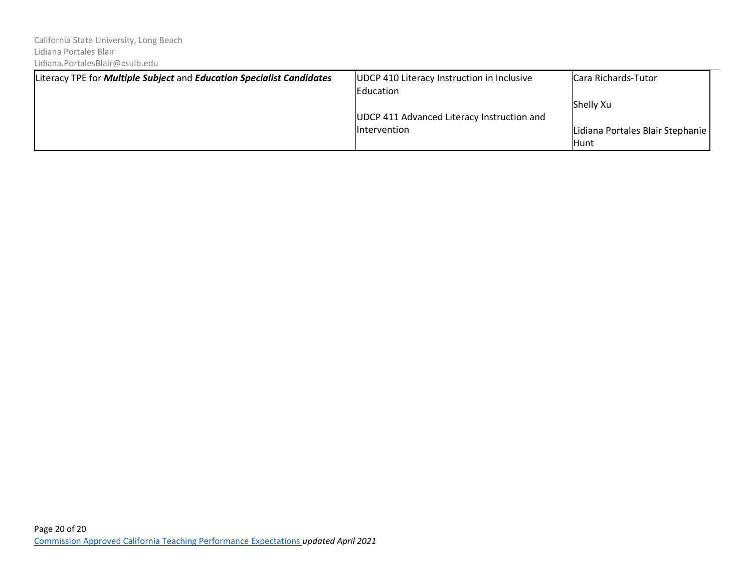| | | |
|---|---|---|
| Literacy TPE for ***Multiple Subject*** and ***Education Specialist Candidates*** | UDCP 410 Literacy Instruction in Inclusive Education<br><br>UDCP 411 Advanced Literacy Instruction and Intervention | Cara Richards-Tutor<br><br>Shelly Xu<br><br>Lidiana Portales Blair Stephanie Hunt |